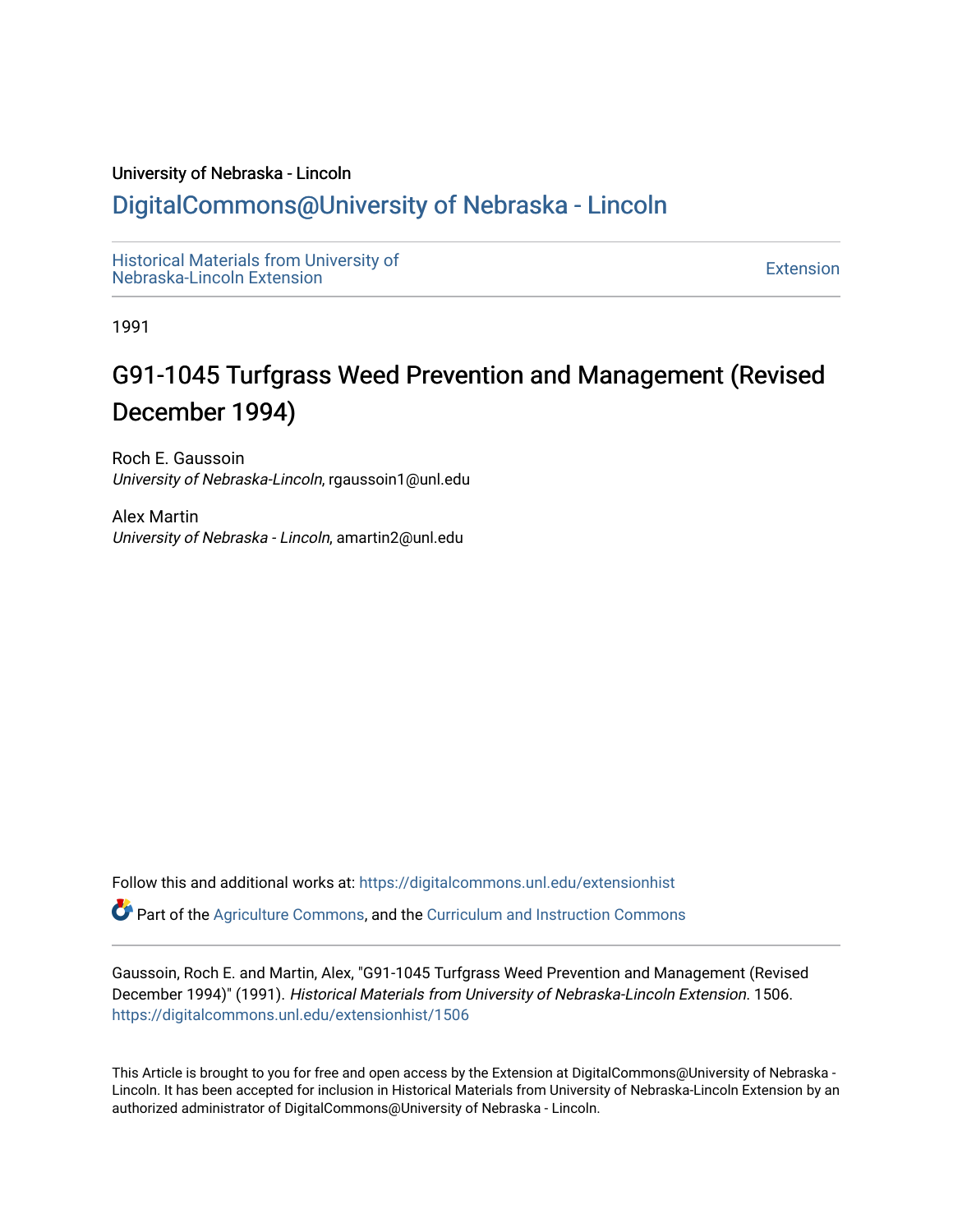University of Nebraska - Lincoln

# DigitalCommons@University of Nebraska - Lincoln

Historical Materials from University of Nebraska-Lincoln Extension

Extension

1991

# G91-1045 Turfgrass Weed Prevention and Management (Revised December 1994)

Roch E. Gaussoin
*University of Nebraska-Lincoln*, rgaussoin1@unl.edu

Alex Martin
*University of Nebraska - Lincoln*, amartin2@unl.edu

Follow this and additional works at: https://digitalcommons.unl.edu/extensionhist

Part of the Agriculture Commons, and the Curriculum and Instruction Commons

Gaussoin, Roch E. and Martin, Alex, "G91-1045 Turfgrass Weed Prevention and Management (Revised December 1994)" (1991). *Historical Materials from University of Nebraska-Lincoln Extension*. 1506.
https://digitalcommons.unl.edu/extensionhist/1506

This Article is brought to you for free and open access by the Extension at DigitalCommons@University of Nebraska - Lincoln. It has been accepted for inclusion in Historical Materials from University of Nebraska-Lincoln Extension by an authorized administrator of DigitalCommons@University of Nebraska - Lincoln.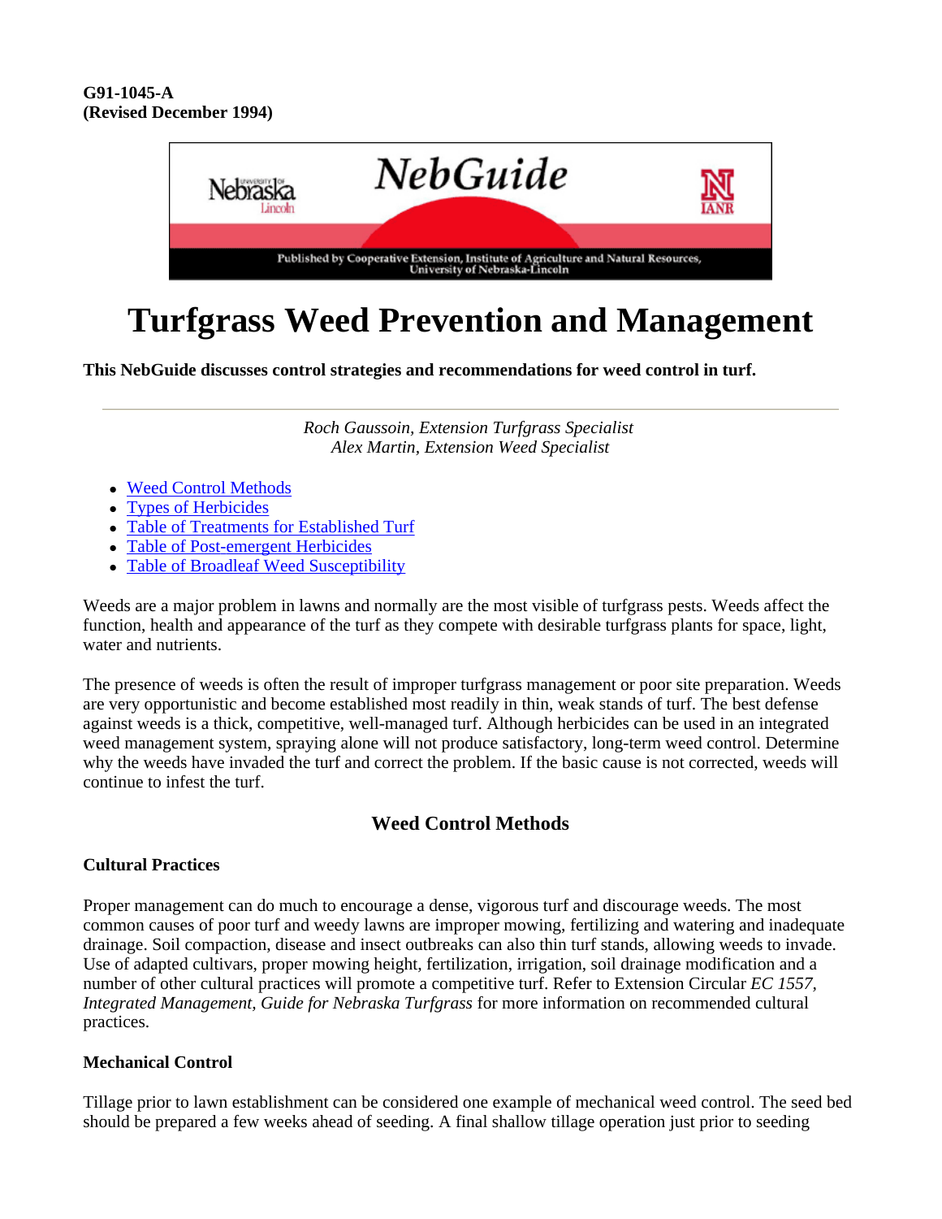**G91-1045-A**
**(Revised December 1994)**

NebGuide

Published by Cooperative Extension, Institute of Agriculture and Natural Resources, University of Nebraska-Lincoln

# Turfgrass Weed Prevention and Management

**This NebGuide discusses control strategies and recommendations for weed control in turf.**

---

*Roch Gaussoin, Extension Turfgrass Specialist*
*Alex Martin, Extension Weed Specialist*

- Weed Control Methods
- Types of Herbicides
- Table of Treatments for Established Turf
- Table of Post-emergent Herbicides
- Table of Broadleaf Weed Susceptibility

Weeds are a major problem in lawns and normally are the most visible of turfgrass pests. Weeds affect the function, health and appearance of the turf as they compete with desirable turfgrass plants for space, light, water and nutrients.

The presence of weeds is often the result of improper turfgrass management or poor site preparation. Weeds are very opportunistic and become established most readily in thin, weak stands of turf. The best defense against weeds is a thick, competitive, well-managed turf. Although herbicides can be used in an integrated weed management system, spraying alone will not produce satisfactory, long-term weed control. Determine why the weeds have invaded the turf and correct the problem. If the basic cause is not corrected, weeds will continue to infest the turf.

## Weed Control Methods

### Cultural Practices

Proper management can do much to encourage a dense, vigorous turf and discourage weeds. The most common causes of poor turf and weedy lawns are improper mowing, fertilizing and watering and inadequate drainage. Soil compaction, disease and insect outbreaks can also thin turf stands, allowing weeds to invade. Use of adapted cultivars, proper mowing height, fertilization, irrigation, soil drainage modification and a number of other cultural practices will promote a competitive turf. Refer to Extension Circular *EC 1557, Integrated Management, Guide for Nebraska Turfgrass* for more information on recommended cultural practices.

### Mechanical Control

Tillage prior to lawn establishment can be considered one example of mechanical weed control. The seed bed should be prepared a few weeks ahead of seeding. A final shallow tillage operation just prior to seeding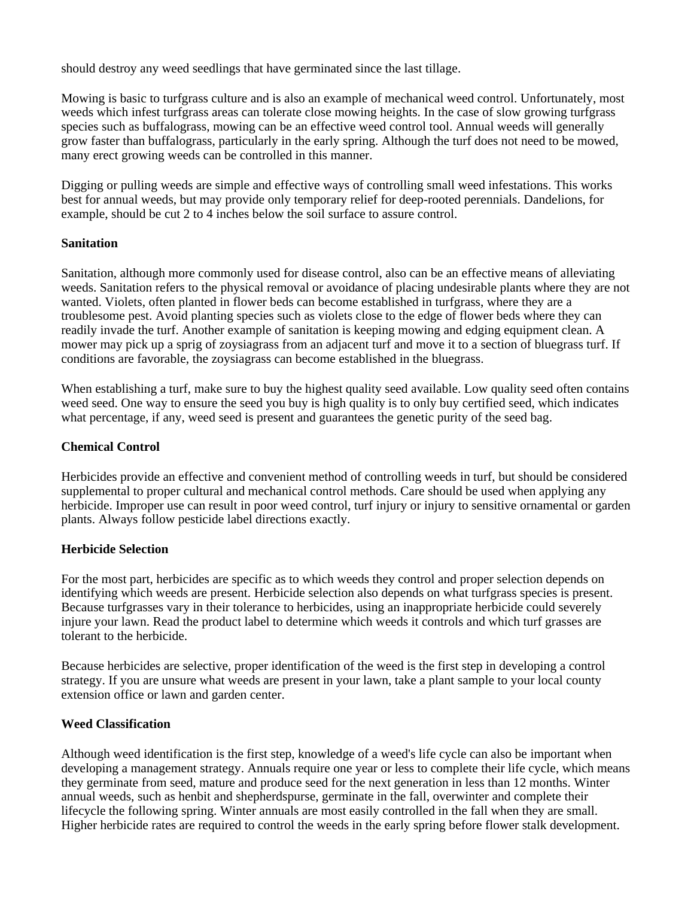should destroy any weed seedlings that have germinated since the last tillage.

Mowing is basic to turfgrass culture and is also an example of mechanical weed control. Unfortunately, most weeds which infest turfgrass areas can tolerate close mowing heights. In the case of slow growing turfgrass species such as buffalograss, mowing can be an effective weed control tool. Annual weeds will generally grow faster than buffalograss, particularly in the early spring. Although the turf does not need to be mowed, many erect growing weeds can be controlled in this manner.

Digging or pulling weeds are simple and effective ways of controlling small weed infestations. This works best for annual weeds, but may provide only temporary relief for deep-rooted perennials. Dandelions, for example, should be cut 2 to 4 inches below the soil surface to assure control.

**Sanitation**

Sanitation, although more commonly used for disease control, also can be an effective means of alleviating weeds. Sanitation refers to the physical removal or avoidance of placing undesirable plants where they are not wanted. Violets, often planted in flower beds can become established in turfgrass, where they are a troublesome pest. Avoid planting species such as violets close to the edge of flower beds where they can readily invade the turf. Another example of sanitation is keeping mowing and edging equipment clean. A mower may pick up a sprig of zoysiagrass from an adjacent turf and move it to a section of bluegrass turf. If conditions are favorable, the zoysiagrass can become established in the bluegrass.

When establishing a turf, make sure to buy the highest quality seed available. Low quality seed often contains weed seed. One way to ensure the seed you buy is high quality is to only buy certified seed, which indicates what percentage, if any, weed seed is present and guarantees the genetic purity of the seed bag.

**Chemical Control**

Herbicides provide an effective and convenient method of controlling weeds in turf, but should be considered supplemental to proper cultural and mechanical control methods. Care should be used when applying any herbicide. Improper use can result in poor weed control, turf injury or injury to sensitive ornamental or garden plants. Always follow pesticide label directions exactly.

**Herbicide Selection**

For the most part, herbicides are specific as to which weeds they control and proper selection depends on identifying which weeds are present. Herbicide selection also depends on what turfgrass species is present. Because turfgrasses vary in their tolerance to herbicides, using an inappropriate herbicide could severely injure your lawn. Read the product label to determine which weeds it controls and which turf grasses are tolerant to the herbicide.

Because herbicides are selective, proper identification of the weed is the first step in developing a control strategy. If you are unsure what weeds are present in your lawn, take a plant sample to your local county extension office or lawn and garden center.

**Weed Classification**

Although weed identification is the first step, knowledge of a weed's life cycle can also be important when developing a management strategy. Annuals require one year or less to complete their life cycle, which means they germinate from seed, mature and produce seed for the next generation in less than 12 months. Winter annual weeds, such as henbit and shepherdspurse, germinate in the fall, overwinter and complete their lifecycle the following spring. Winter annuals are most easily controlled in the fall when they are small. Higher herbicide rates are required to control the weeds in the early spring before flower stalk development.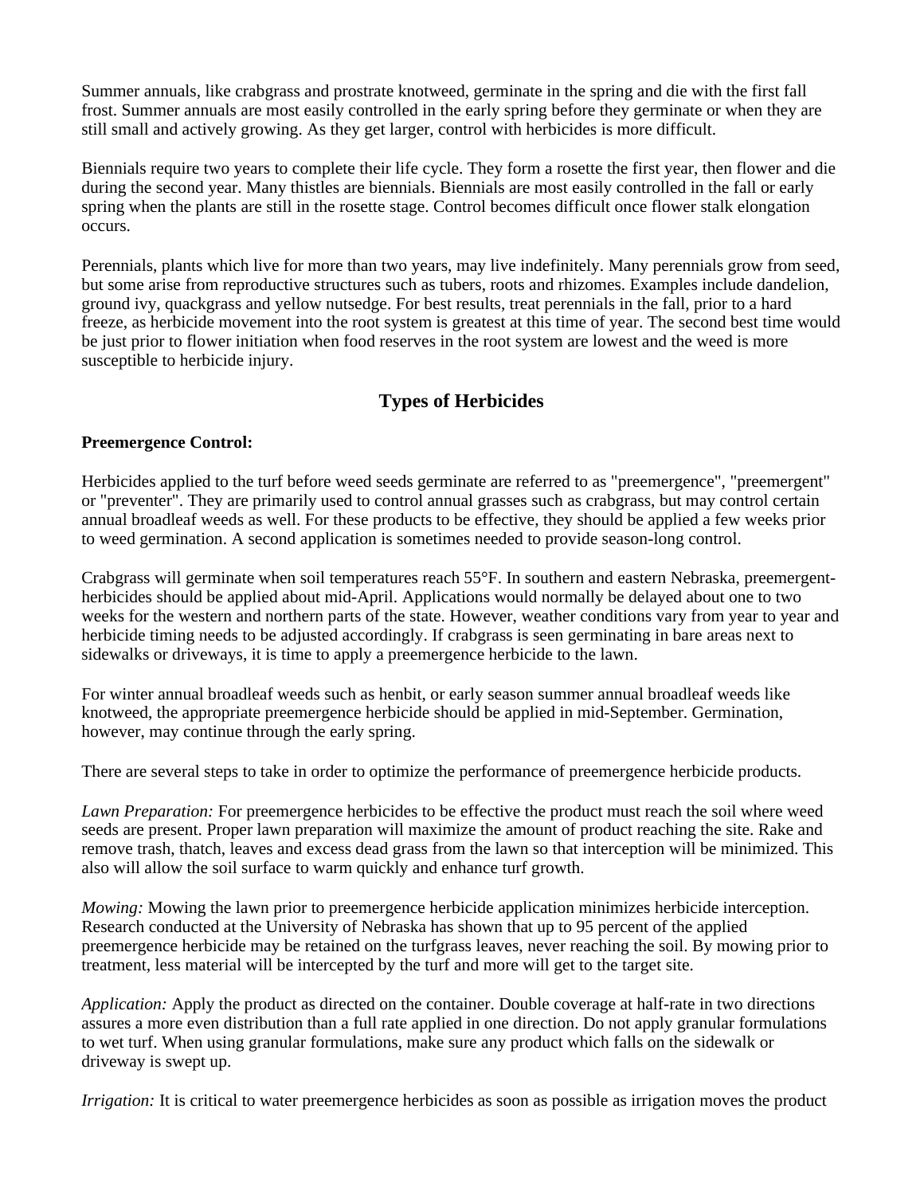Summer annuals, like crabgrass and prostrate knotweed, germinate in the spring and die with the first fall frost. Summer annuals are most easily controlled in the early spring before they germinate or when they are still small and actively growing. As they get larger, control with herbicides is more difficult.

Biennials require two years to complete their life cycle. They form a rosette the first year, then flower and die during the second year. Many thistles are biennials. Biennials are most easily controlled in the fall or early spring when the plants are still in the rosette stage. Control becomes difficult once flower stalk elongation occurs.

Perennials, plants which live for more than two years, may live indefinitely. Many perennials grow from seed, but some arise from reproductive structures such as tubers, roots and rhizomes. Examples include dandelion, ground ivy, quackgrass and yellow nutsedge. For best results, treat perennials in the fall, prior to a hard freeze, as herbicide movement into the root system is greatest at this time of year. The second best time would be just prior to flower initiation when food reserves in the root system are lowest and the weed is more susceptible to herbicide injury.

## Types of Herbicides

**Preemergence Control:**

Herbicides applied to the turf before weed seeds germinate are referred to as "preemergence", "preemergent" or "preventer". They are primarily used to control annual grasses such as crabgrass, but may control certain annual broadleaf weeds as well. For these products to be effective, they should be applied a few weeks prior to weed germination. A second application is sometimes needed to provide season-long control.

Crabgrass will germinate when soil temperatures reach 55°F. In southern and eastern Nebraska, preemergent-herbicides should be applied about mid-April. Applications would normally be delayed about one to two weeks for the western and northern parts of the state. However, weather conditions vary from year to year and herbicide timing needs to be adjusted accordingly. If crabgrass is seen germinating in bare areas next to sidewalks or driveways, it is time to apply a preemergence herbicide to the lawn.

For winter annual broadleaf weeds such as henbit, or early season summer annual broadleaf weeds like knotweed, the appropriate preemergence herbicide should be applied in mid-September. Germination, however, may continue through the early spring.

There are several steps to take in order to optimize the performance of preemergence herbicide products.

*Lawn Preparation:* For preemergence herbicides to be effective the product must reach the soil where weed seeds are present. Proper lawn preparation will maximize the amount of product reaching the site. Rake and remove trash, thatch, leaves and excess dead grass from the lawn so that interception will be minimized. This also will allow the soil surface to warm quickly and enhance turf growth.

*Mowing:* Mowing the lawn prior to preemergence herbicide application minimizes herbicide interception. Research conducted at the University of Nebraska has shown that up to 95 percent of the applied preemergence herbicide may be retained on the turfgrass leaves, never reaching the soil. By mowing prior to treatment, less material will be intercepted by the turf and more will get to the target site.

*Application:* Apply the product as directed on the container. Double coverage at half-rate in two directions assures a more even distribution than a full rate applied in one direction. Do not apply granular formulations to wet turf. When using granular formulations, make sure any product which falls on the sidewalk or driveway is swept up.

*Irrigation:* It is critical to water preemergence herbicides as soon as possible as irrigation moves the product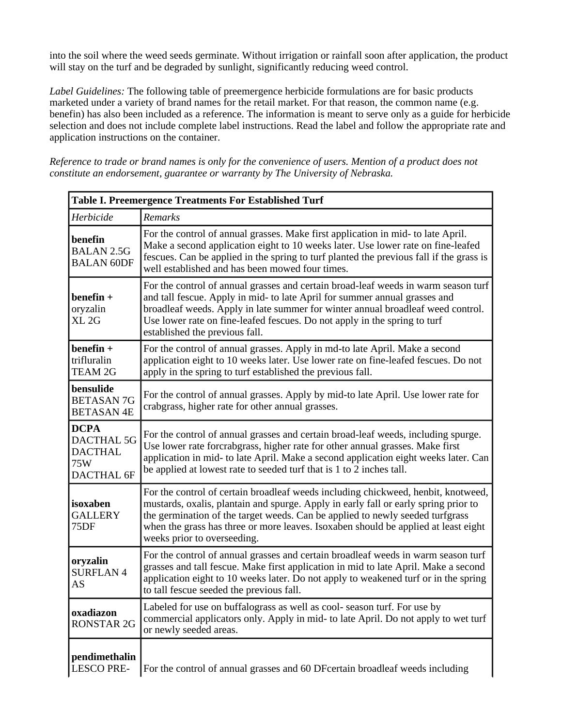into the soil where the weed seeds germinate. Without irrigation or rainfall soon after application, the product will stay on the turf and be degraded by sunlight, significantly reducing weed control.

*Label Guidelines:* The following table of preemergence herbicide formulations are for basic products marketed under a variety of brand names for the retail market. For that reason, the common name (e.g. benefin) has also been included as a reference. The information is meant to serve only as a guide for herbicide selection and does not include complete label instructions. Read the label and follow the appropriate rate and application instructions on the container.

*Reference to trade or brand names is only for the convenience of users. Mention of a product does not constitute an endorsement, guarantee or warranty by The University of Nebraska.*

| **Table I. Preemergence Treatments For Established Turf** | |
|---|---|
| *Herbicide* | *Remarks* |
| **benefin** BALAN 2.5G BALAN 60DF | For the control of annual grasses. Make first application in mid- to late April. Make a second application eight to 10 weeks later. Use lower rate on fine-leafed fescues. Can be applied in the spring to turf planted the previous fall if the grass is well established and has been mowed four times. |
| **benefin +** oryzalin XL 2G | For the control of annual grasses and certain broad-leaf weeds in warm season turf and tall fescue. Apply in mid- to late April for summer annual grasses and broadleaf weeds. Apply in late summer for winter annual broadleaf weed control. Use lower rate on fine-leafed fescues. Do not apply in the spring to turf established the previous fall. |
| **benefin +** trifluralin TEAM 2G | For the control of annual grasses. Apply in md-to late April. Make a second application eight to 10 weeks later. Use lower rate on fine-leafed fescues. Do not apply in the spring to turf established the previous fall. |
| **bensulide** BETASAN 7G BETASAN 4E | For the control of annual grasses. Apply by mid-to late April. Use lower rate for crabgrass, higher rate for other annual grasses. |
| **DCPA** DACTHAL 5G DACTHAL 75W DACTHAL 6F | For the control of annual grasses and certain broad-leaf weeds, including spurge. Use lower rate forcrabgrass, higher rate for other annual grasses. Make first application in mid- to late April. Make a second application eight weeks later. Can be applied at lowest rate to seeded turf that is 1 to 2 inches tall. |
| **isoxaben** GALLERY 75DF | For the control of certain broadleaf weeds including chickweed, henbit, knotweed, mustards, oxalis, plantain and spurge. Apply in early fall or early spring prior to the germination of the target weeds. Can be applied to newly seeded turfgrass when the grass has three or more leaves. Isoxaben should be applied at least eight weeks prior to overseeding. |
| **oryzalin** SURFLAN 4 AS | For the control of annual grasses and certain broadleaf weeds in warm season turf grasses and tall fescue. Make first application in mid to late April. Make a second application eight to 10 weeks later. Do not apply to weakened turf or in the spring to tall fescue seeded the previous fall. |
| **oxadiazon** RONSTAR 2G | Labeled for use on buffalograss as well as cool- season turf. For use by commercial applicators only. Apply in mid- to late April. Do not apply to wet turf or newly seeded areas. |
| **pendimethalin** LESCO PRE- | For the control of annual grasses and 60 DFcertain broadleaf weeds including |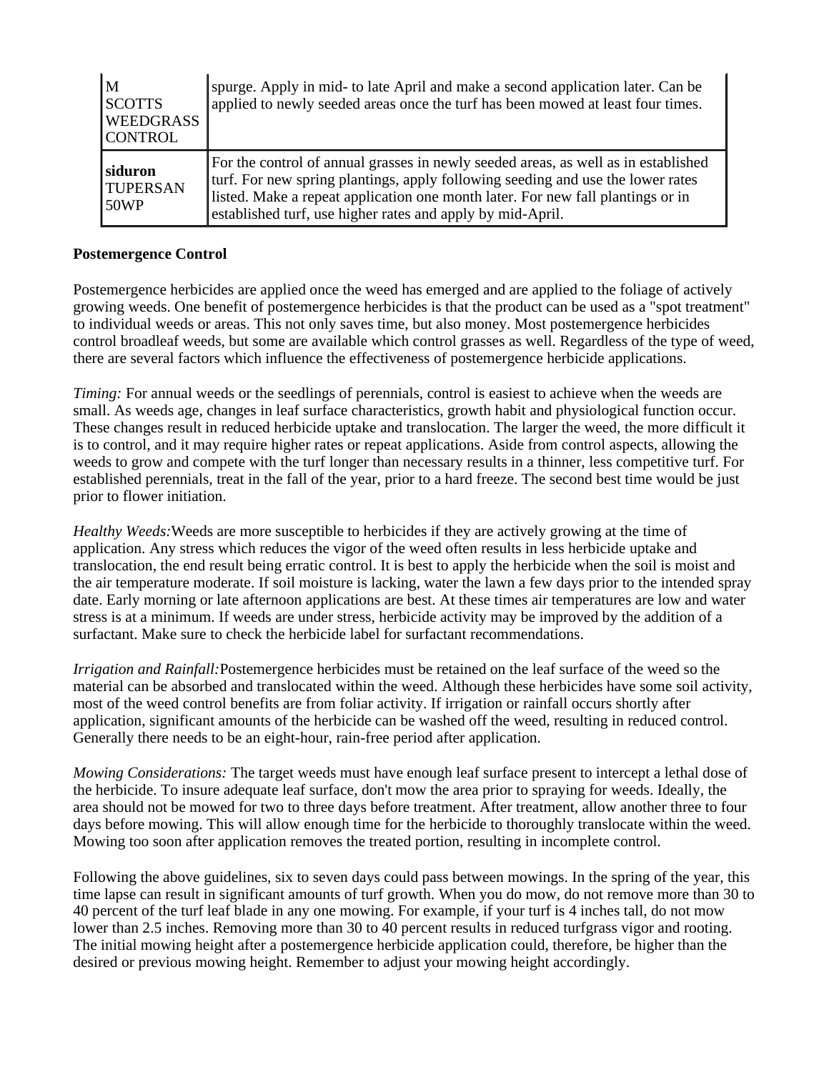| | |
|---|---|
| M<br>SCOTTS WEEDGRASS CONTROL | spurge. Apply in mid- to late April and make a second application later. Can be applied to newly seeded areas once the turf has been mowed at least four times. |
| **siduron**<br>TUPERSAN 50WP | For the control of annual grasses in newly seeded areas, as well as in established turf. For new spring plantings, apply following seeding and use the lower rates listed. Make a repeat application one month later. For new fall plantings or in established turf, use higher rates and apply by mid-April. |

**Postemergence Control**

Postemergence herbicides are applied once the weed has emerged and are applied to the foliage of actively growing weeds. One benefit of postemergence herbicides is that the product can be used as a "spot treatment" to individual weeds or areas. This not only saves time, but also money. Most postemergence herbicides control broadleaf weeds, but some are available which control grasses as well. Regardless of the type of weed, there are several factors which influence the effectiveness of postemergence herbicide applications.

*Timing:* For annual weeds or the seedlings of perennials, control is easiest to achieve when the weeds are small. As weeds age, changes in leaf surface characteristics, growth habit and physiological function occur. These changes result in reduced herbicide uptake and translocation. The larger the weed, the more difficult it is to control, and it may require higher rates or repeat applications. Aside from control aspects, allowing the weeds to grow and compete with the turf longer than necessary results in a thinner, less competitive turf. For established perennials, treat in the fall of the year, prior to a hard freeze. The second best time would be just prior to flower initiation.

*Healthy Weeds:*Weeds are more susceptible to herbicides if they are actively growing at the time of application. Any stress which reduces the vigor of the weed often results in less herbicide uptake and translocation, the end result being erratic control. It is best to apply the herbicide when the soil is moist and the air temperature moderate. If soil moisture is lacking, water the lawn a few days prior to the intended spray date. Early morning or late afternoon applications are best. At these times air temperatures are low and water stress is at a minimum. If weeds are under stress, herbicide activity may be improved by the addition of a surfactant. Make sure to check the herbicide label for surfactant recommendations.

*Irrigation and Rainfall:*Postemergence herbicides must be retained on the leaf surface of the weed so the material can be absorbed and translocated within the weed. Although these herbicides have some soil activity, most of the weed control benefits are from foliar activity. If irrigation or rainfall occurs shortly after application, significant amounts of the herbicide can be washed off the weed, resulting in reduced control. Generally there needs to be an eight-hour, rain-free period after application.

*Mowing Considerations:* The target weeds must have enough leaf surface present to intercept a lethal dose of the herbicide. To insure adequate leaf surface, don't mow the area prior to spraying for weeds. Ideally, the area should not be mowed for two to three days before treatment. After treatment, allow another three to four days before mowing. This will allow enough time for the herbicide to thoroughly translocate within the weed. Mowing too soon after application removes the treated portion, resulting in incomplete control.

Following the above guidelines, six to seven days could pass between mowings. In the spring of the year, this time lapse can result in significant amounts of turf growth. When you do mow, do not remove more than 30 to 40 percent of the turf leaf blade in any one mowing. For example, if your turf is 4 inches tall, do not mow lower than 2.5 inches. Removing more than 30 to 40 percent results in reduced turfgrass vigor and rooting. The initial mowing height after a postemergence herbicide application could, therefore, be higher than the desired or previous mowing height. Remember to adjust your mowing height accordingly.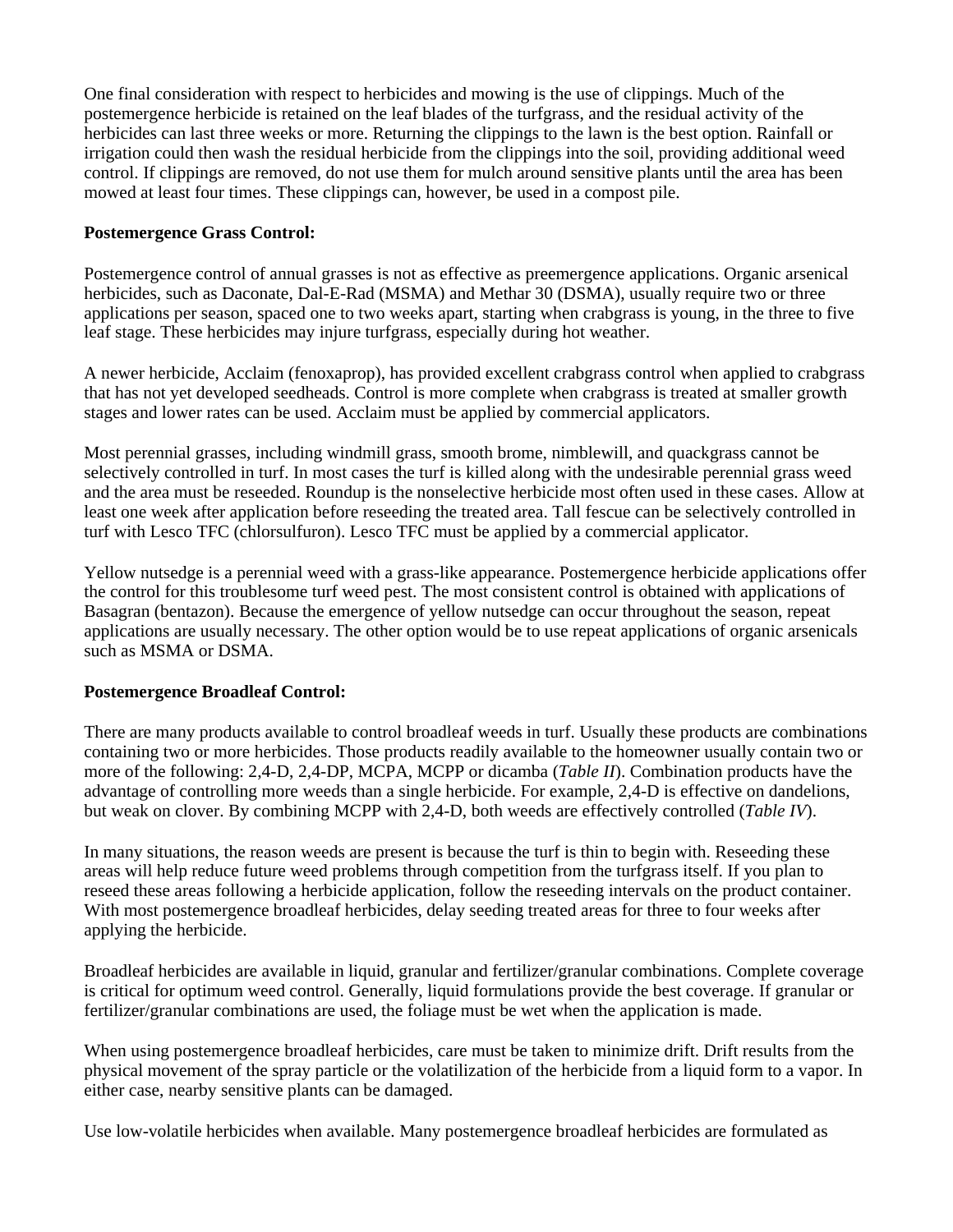One final consideration with respect to herbicides and mowing is the use of clippings. Much of the postemergence herbicide is retained on the leaf blades of the turfgrass, and the residual activity of the herbicides can last three weeks or more. Returning the clippings to the lawn is the best option. Rainfall or irrigation could then wash the residual herbicide from the clippings into the soil, providing additional weed control. If clippings are removed, do not use them for mulch around sensitive plants until the area has been mowed at least four times. These clippings can, however, be used in a compost pile.

**Postemergence Grass Control:**

Postemergence control of annual grasses is not as effective as preemergence applications. Organic arsenical herbicides, such as Daconate, Dal-E-Rad (MSMA) and Methar 30 (DSMA), usually require two or three applications per season, spaced one to two weeks apart, starting when crabgrass is young, in the three to five leaf stage. These herbicides may injure turfgrass, especially during hot weather.

A newer herbicide, Acclaim (fenoxaprop), has provided excellent crabgrass control when applied to crabgrass that has not yet developed seedheads. Control is more complete when crabgrass is treated at smaller growth stages and lower rates can be used. Acclaim must be applied by commercial applicators.

Most perennial grasses, including windmill grass, smooth brome, nimblewill, and quackgrass cannot be selectively controlled in turf. In most cases the turf is killed along with the undesirable perennial grass weed and the area must be reseeded. Roundup is the nonselective herbicide most often used in these cases. Allow at least one week after application before reseeding the treated area. Tall fescue can be selectively controlled in turf with Lesco TFC (chlorsulfuron). Lesco TFC must be applied by a commercial applicator.

Yellow nutsedge is a perennial weed with a grass-like appearance. Postemergence herbicide applications offer the control for this troublesome turf weed pest. The most consistent control is obtained with applications of Basagran (bentazon). Because the emergence of yellow nutsedge can occur throughout the season, repeat applications are usually necessary. The other option would be to use repeat applications of organic arsenicals such as MSMA or DSMA.

**Postemergence Broadleaf Control:**

There are many products available to control broadleaf weeds in turf. Usually these products are combinations containing two or more herbicides. Those products readily available to the homeowner usually contain two or more of the following: 2,4-D, 2,4-DP, MCPA, MCPP or dicamba (*Table II*). Combination products have the advantage of controlling more weeds than a single herbicide. For example, 2,4-D is effective on dandelions, but weak on clover. By combining MCPP with 2,4-D, both weeds are effectively controlled (*Table IV*).

In many situations, the reason weeds are present is because the turf is thin to begin with. Reseeding these areas will help reduce future weed problems through competition from the turfgrass itself. If you plan to reseed these areas following a herbicide application, follow the reseeding intervals on the product container. With most postemergence broadleaf herbicides, delay seeding treated areas for three to four weeks after applying the herbicide.

Broadleaf herbicides are available in liquid, granular and fertilizer/granular combinations. Complete coverage is critical for optimum weed control. Generally, liquid formulations provide the best coverage. If granular or fertilizer/granular combinations are used, the foliage must be wet when the application is made.

When using postemergence broadleaf herbicides, care must be taken to minimize drift. Drift results from the physical movement of the spray particle or the volatilization of the herbicide from a liquid form to a vapor. In either case, nearby sensitive plants can be damaged.

Use low-volatile herbicides when available. Many postemergence broadleaf herbicides are formulated as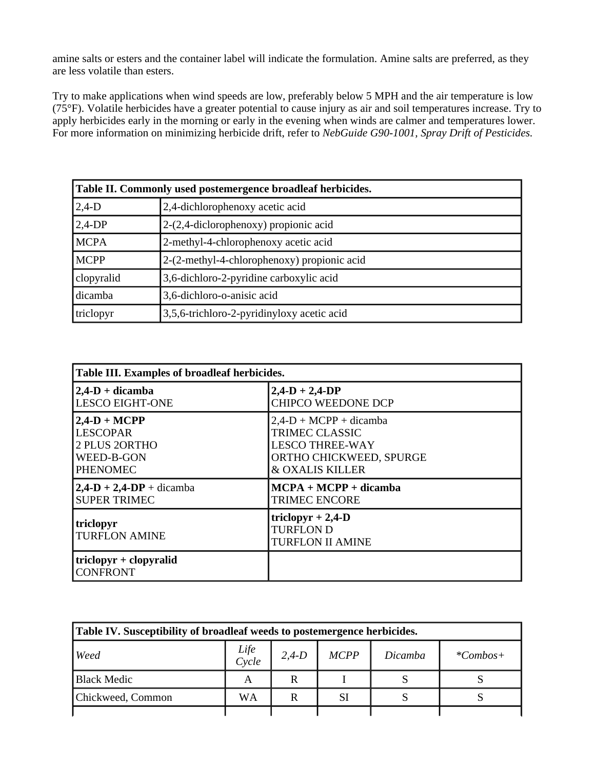amine salts or esters and the container label will indicate the formulation. Amine salts are preferred, as they are less volatile than esters.

Try to make applications when wind speeds are low, preferably below 5 MPH and the air temperature is low (75°F). Volatile herbicides have a greater potential to cause injury as air and soil temperatures increase. Try to apply herbicides early in the morning or early in the evening when winds are calmer and temperatures lower. For more information on minimizing herbicide drift, refer to *NebGuide G90-1001, Spray Drift of Pesticides.*

| **Table II. Commonly used postemergence broadleaf herbicides.** | |
|---|---|
| 2,4-D | 2,4-dichlorophenoxy acetic acid |
| 2,4-DP | 2-(2,4-diclorophenoxy) propionic acid |
| MCPA | 2-methyl-4-chlorophenoxy acetic acid |
| MCPP | 2-(2-methyl-4-chlorophenoxy) propionic acid |
| clopyralid | 3,6-dichloro-2-pyridine carboxylic acid |
| dicamba | 3,6-dichloro-o-anisic acid |
| triclopyr | 3,5,6-trichloro-2-pyridinyloxy acetic acid |

| **Table III. Examples of broadleaf herbicides.** | |
|---|---|
| **2,4-D + dicamba**<br>LESCO EIGHT-ONE | **2,4-D + 2,4-DP**<br>CHIPCO WEEDONE DCP |
| **2,4-D + MCPP**<br>LESCOPAR<br>2 PLUS 2ORTHO<br>WEED-B-GON<br>PHENOMEC | 2,4-D + MCPP + dicamba<br>TRIMEC CLASSIC<br>LESCO THREE-WAY<br>ORTHO CHICKWEED, SPURGE & OXALIS KILLER |
| **2,4-D + 2,4-DP** + dicamba<br>SUPER TRIMEC | **MCPA + MCPP + dicamba**<br>TRIMEC ENCORE |
| **triclopyr**<br>TURFLON AMINE | **triclopyr + 2,4-D**<br>TURFLON D<br>TURFLON II AMINE |
| **triclopyr + clopyralid**<br>CONFRONT | |

| **Table IV. Susceptibility of broadleaf weeds to postemergence herbicides.** | | | | | |
|---|---|---|---|---|---|
| *Weed* | *Life Cycle* | *2,4-D* | *MCPP* | *Dicamba* | **Combos+* |
| Black Medic | A | R | I | S | S |
| Chickweed, Common | WA | R | SI | S | S |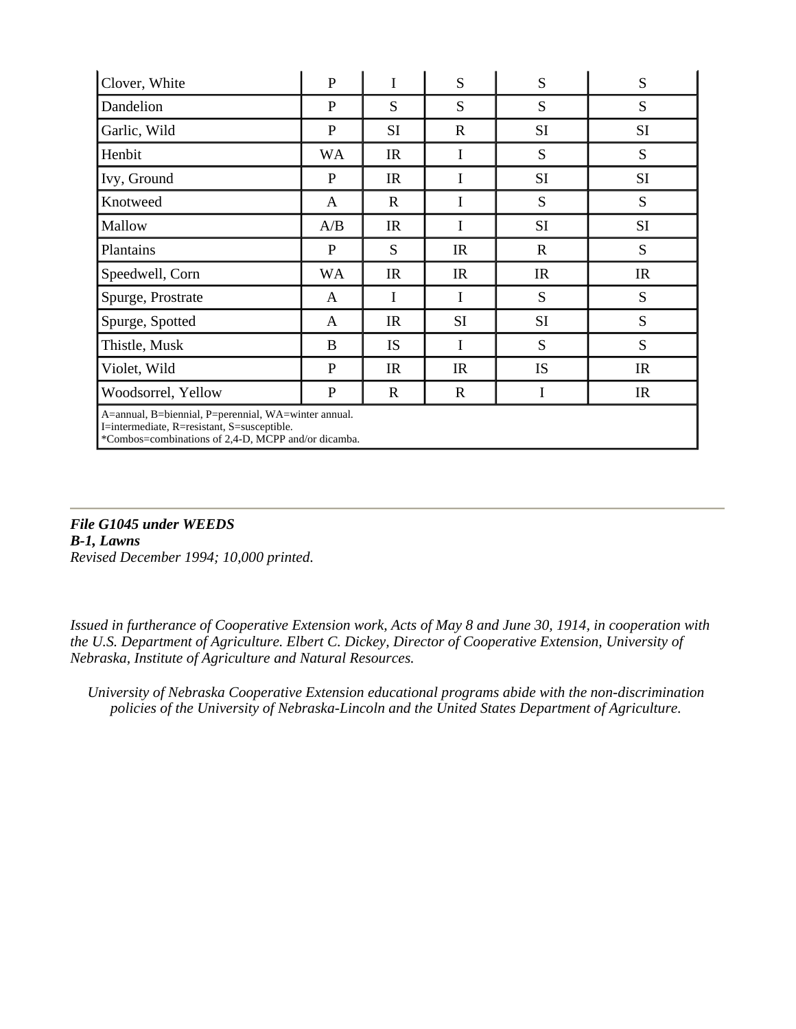| | | | | | |
|---|---|---|---|---|---|
| Clover, White | P | I | S | S | S |
| Dandelion | P | S | S | S | S |
| Garlic, Wild | P | SI | R | SI | SI |
| Henbit | WA | IR | I | S | S |
| Ivy, Ground | P | IR | I | SI | SI |
| Knotweed | A | R | I | S | S |
| Mallow | A/B | IR | I | SI | SI |
| Plantains | P | S | IR | R | S |
| Speedwell, Corn | WA | IR | IR | IR | IR |
| Spurge, Prostrate | A | I | I | S | S |
| Spurge, Spotted | A | IR | SI | SI | S |
| Thistle, Musk | B | IS | I | S | S |
| Violet, Wild | P | IR | IR | IS | IR |
| Woodsorrel, Yellow | P | R | R | I | IR |

A=annual, B=biennial, P=perennial, WA=winter annual.
I=intermediate, R=resistant, S=susceptible.
*Combos=combinations of 2,4-D, MCPP and/or dicamba.

---

***File G1045 under WEEDS***
***B-1, Lawns***
*Revised December 1994; 10,000 printed.*

*Issued in furtherance of Cooperative Extension work, Acts of May 8 and June 30, 1914, in cooperation with the U.S. Department of Agriculture. Elbert C. Dickey, Director of Cooperative Extension, University of Nebraska, Institute of Agriculture and Natural Resources.*

*University of Nebraska Cooperative Extension educational programs abide with the non-discrimination policies of the University of Nebraska-Lincoln and the United States Department of Agriculture.*